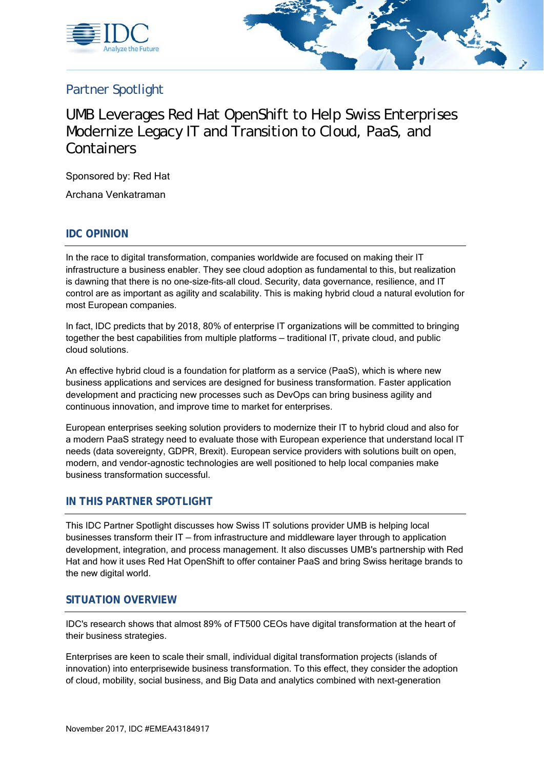Partner Spotlight

# UMB Leverages Red Hat OpenShift to Help Swiss Enterprises Modernize Legacy IT and Transition to Cloud, PaaS, and Containers

Sponsored by: Red Hat

Archana Venkatraman

## IDC OPINION

In the race to digital transformation, companies worldwide are focused on making their IT infrastructure a business enabler. They see cloud adoption as fundamental to this, but realization is dawning that there is no one-size-fits-all cloud. Security, data governance, resilience, and IT control are as important as agility and scalability. This is making hybrid cloud a natural evolution for most European companies.

In fact, IDC predicts that by 2018, 80% of enterprise IT organizations will be committed to bringing together the best capabilities from multiple platforms – traditional IT, private cloud, and public cloud solutions.

An effective hybrid cloud is a foundation for platform as a service (PaaS), which is where new business applications and services are designed for business transformation. Faster application development and practicing new processes such as DevOps can bring business agility and continuous innovation, and improve time to market for enterprises.

European enterprises seeking solution providers to modernize their IT to hybrid cloud and also for a modern PaaS strategy need to evaluate those with European experience that understand local IT needs (data sovereignty, GDPR, Brexit). European service providers with solutions built on open, modern, and vendor-agnostic technologies are well positioned to help local companies make business transformation successful.

## IN THIS PARTNER SPOTLIGHT

This IDC Partner Spotlight discusses how Swiss IT solutions provider UMB is helping local businesses transform their IT – from infrastructure and middleware layer through to application development, integration, and process management. It also discusses UMB's partnership with Red Hat and how it uses Red Hat OpenShift to offer container PaaS and bring Swiss heritage brands to the new digital world.

## SITUATION OVERVIEW

IDC's research shows that almost 89% of FT500 CEOs have digital transformation at the heart of their business strategies.

Enterprises are keen to scale their small, individual digital transformation projects (islands of innovation) into enterprisewide business transformation. To this effect, they consider the adoption of cloud, mobility, social business, and Big Data and analytics combined with next-generation

November 2017, IDC #EMEA43184917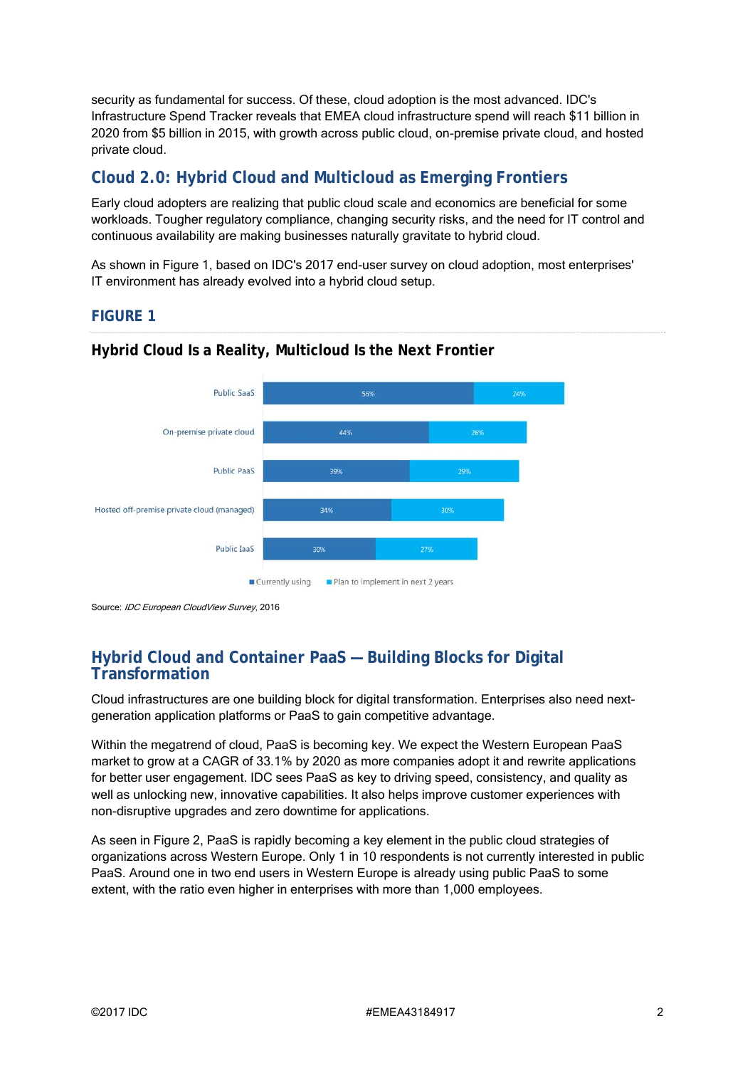security as fundamental for success. Of these, cloud adoption is the most advanced. IDC's Infrastructure Spend Tracker reveals that EMEA cloud infrastructure spend will reach $11 billion in 2020 from $5 billion in 2015, with growth across public cloud, on-premise private cloud, and hosted private cloud.

## Cloud 2.0: Hybrid Cloud and Multicloud as Emerging Frontiers

Early cloud adopters are realizing that public cloud scale and economics are beneficial for some workloads. Tougher regulatory compliance, changing security risks, and the need for IT control and continuous availability are making businesses naturally gravitate to hybrid cloud.

As shown in Figure 1, based on IDC's 2017 end-user survey on cloud adoption, most enterprises' IT environment has already evolved into a hybrid cloud setup.

### FIGURE 1

**Hybrid Cloud Is a Reality, Multicloud Is the Next Frontier**

| | Currently using | Plan to implement in next 2 years |
|---|---|---|
| Public SaaS | 56% | 24% |
| On-premise private cloud | 44% | 26% |
| Public PaaS | 39% | 29% |
| Hosted off-premise private cloud (managed) | 34% | 30% |
| Public IaaS | 30% | 27% |

Source: *IDC European CloudView Survey*, 2016

## Hybrid Cloud and Container PaaS — Building Blocks for Digital Transformation

Cloud infrastructures are one building block for digital transformation. Enterprises also need next-generation application platforms or PaaS to gain competitive advantage.

Within the megatrend of cloud, PaaS is becoming key. We expect the Western European PaaS market to grow at a CAGR of 33.1% by 2020 as more companies adopt it and rewrite applications for better user engagement. IDC sees PaaS as key to driving speed, consistency, and quality as well as unlocking new, innovative capabilities. It also helps improve customer experiences with non-disruptive upgrades and zero downtime for applications.

As seen in Figure 2, PaaS is rapidly becoming a key element in the public cloud strategies of organizations across Western Europe. Only 1 in 10 respondents is not currently interested in public PaaS. Around one in two end users in Western Europe is already using public PaaS to some extent, with the ratio even higher in enterprises with more than 1,000 employees.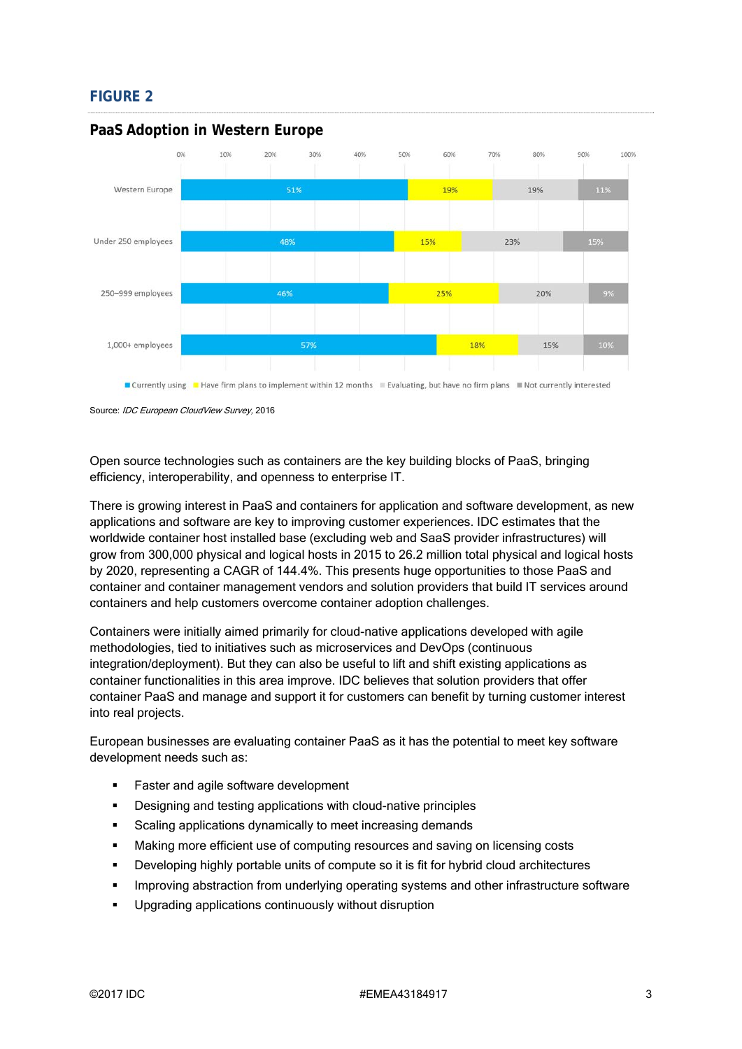## FIGURE 2

### PaaS Adoption in Western Europe

| | Currently using | Have firm plans to implement within 12 months | Evaluating, but have no firm plans | Not currently interested |
|---|---|---|---|---|
| Western Europe | 51% | 19% | 19% | 11% |
| Under 250 employees | 48% | 15% | 23% | 15% |
| 250–999 employees | 46% | 25% | 20% | 9% |
| 1,000+ employees | 57% | 18% | 15% | 10% |

Source: *IDC European CloudView Survey*, 2016

Open source technologies such as containers are the key building blocks of PaaS, bringing efficiency, interoperability, and openness to enterprise IT.

There is growing interest in PaaS and containers for application and software development, as new applications and software are key to improving customer experiences. IDC estimates that the worldwide container host installed base (excluding web and SaaS provider infrastructures) will grow from 300,000 physical and logical hosts in 2015 to 26.2 million total physical and logical hosts by 2020, representing a CAGR of 144.4%. This presents huge opportunities to those PaaS and container and container management vendors and solution providers that build IT services around containers and help customers overcome container adoption challenges.

Containers were initially aimed primarily for cloud-native applications developed with agile methodologies, tied to initiatives such as microservices and DevOps (continuous integration/deployment). But they can also be useful to lift and shift existing applications as container functionalities in this area improve. IDC believes that solution providers that offer container PaaS and manage and support it for customers can benefit by turning customer interest into real projects.

European businesses are evaluating container PaaS as it has the potential to meet key software development needs such as:

- Faster and agile software development
- Designing and testing applications with cloud-native principles
- Scaling applications dynamically to meet increasing demands
- Making more efficient use of computing resources and saving on licensing costs
- Developing highly portable units of compute so it is fit for hybrid cloud architectures
- Improving abstraction from underlying operating systems and other infrastructure software
- Upgrading applications continuously without disruption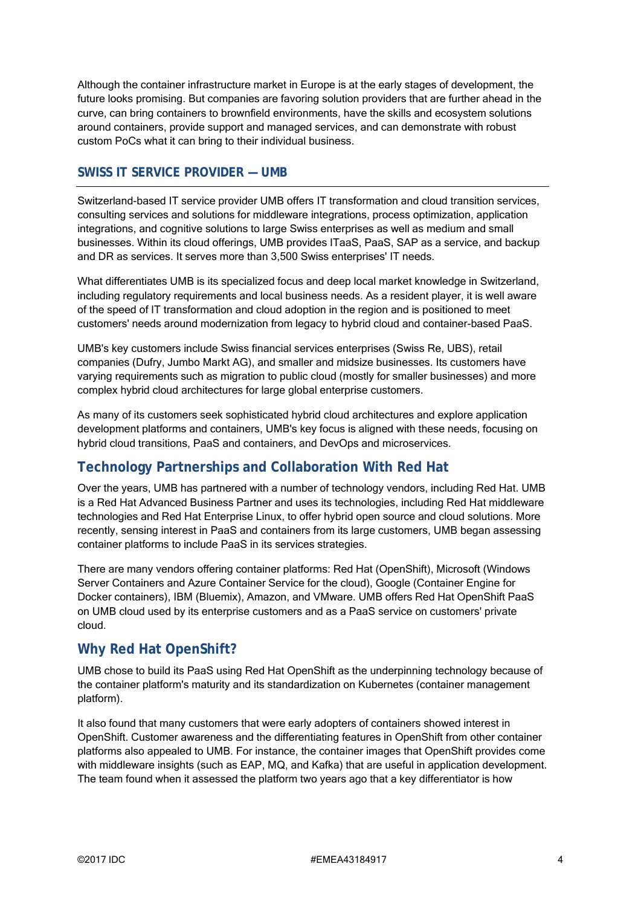Although the container infrastructure market in Europe is at the early stages of development, the future looks promising. But companies are favoring solution providers that are further ahead in the curve, can bring containers to brownfield environments, have the skills and ecosystem solutions around containers, provide support and managed services, and can demonstrate with robust custom PoCs what it can bring to their individual business.

## SWISS IT SERVICE PROVIDER — UMB

Switzerland-based IT service provider UMB offers IT transformation and cloud transition services, consulting services and solutions for middleware integrations, process optimization, application integrations, and cognitive solutions to large Swiss enterprises as well as medium and small businesses. Within its cloud offerings, UMB provides ITaaS, PaaS, SAP as a service, and backup and DR as services. It serves more than 3,500 Swiss enterprises' IT needs.

What differentiates UMB is its specialized focus and deep local market knowledge in Switzerland, including regulatory requirements and local business needs. As a resident player, it is well aware of the speed of IT transformation and cloud adoption in the region and is positioned to meet customers' needs around modernization from legacy to hybrid cloud and container-based PaaS.

UMB's key customers include Swiss financial services enterprises (Swiss Re, UBS), retail companies (Dufry, Jumbo Markt AG), and smaller and midsize businesses. Its customers have varying requirements such as migration to public cloud (mostly for smaller businesses) and more complex hybrid cloud architectures for large global enterprise customers.

As many of its customers seek sophisticated hybrid cloud architectures and explore application development platforms and containers, UMB's key focus is aligned with these needs, focusing on hybrid cloud transitions, PaaS and containers, and DevOps and microservices.

### Technology Partnerships and Collaboration With Red Hat

Over the years, UMB has partnered with a number of technology vendors, including Red Hat. UMB is a Red Hat Advanced Business Partner and uses its technologies, including Red Hat middleware technologies and Red Hat Enterprise Linux, to offer hybrid open source and cloud solutions. More recently, sensing interest in PaaS and containers from its large customers, UMB began assessing container platforms to include PaaS in its services strategies.

There are many vendors offering container platforms: Red Hat (OpenShift), Microsoft (Windows Server Containers and Azure Container Service for the cloud), Google (Container Engine for Docker containers), IBM (Bluemix), Amazon, and VMware. UMB offers Red Hat OpenShift PaaS on UMB cloud used by its enterprise customers and as a PaaS service on customers' private cloud.

### Why Red Hat OpenShift?

UMB chose to build its PaaS using Red Hat OpenShift as the underpinning technology because of the container platform's maturity and its standardization on Kubernetes (container management platform).

It also found that many customers that were early adopters of containers showed interest in OpenShift. Customer awareness and the differentiating features in OpenShift from other container platforms also appealed to UMB. For instance, the container images that OpenShift provides come with middleware insights (such as EAP, MQ, and Kafka) that are useful in application development. The team found when it assessed the platform two years ago that a key differentiator is how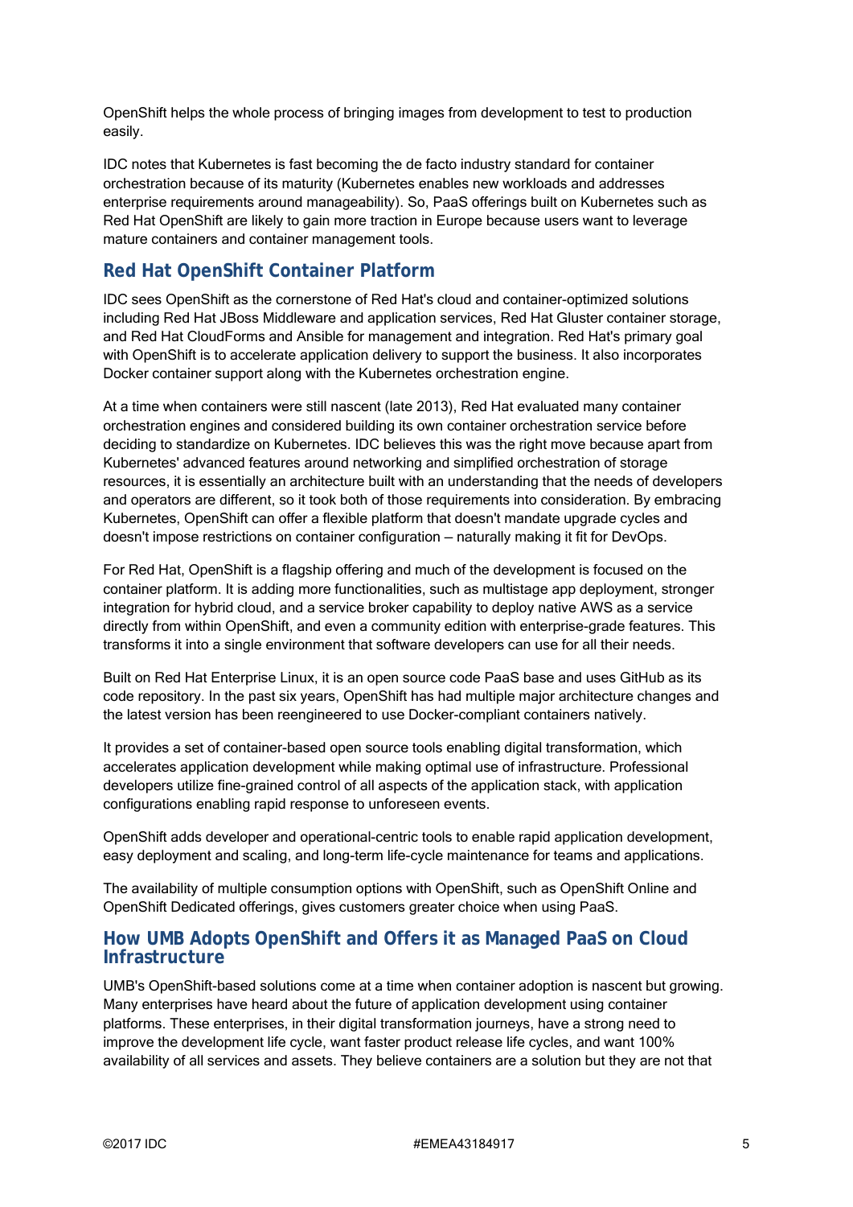OpenShift helps the whole process of bringing images from development to test to production easily.

IDC notes that Kubernetes is fast becoming the de facto industry standard for container orchestration because of its maturity (Kubernetes enables new workloads and addresses enterprise requirements around manageability). So, PaaS offerings built on Kubernetes such as Red Hat OpenShift are likely to gain more traction in Europe because users want to leverage mature containers and container management tools.

## Red Hat OpenShift Container Platform

IDC sees OpenShift as the cornerstone of Red Hat's cloud and container-optimized solutions including Red Hat JBoss Middleware and application services, Red Hat Gluster container storage, and Red Hat CloudForms and Ansible for management and integration. Red Hat's primary goal with OpenShift is to accelerate application delivery to support the business. It also incorporates Docker container support along with the Kubernetes orchestration engine.

At a time when containers were still nascent (late 2013), Red Hat evaluated many container orchestration engines and considered building its own container orchestration service before deciding to standardize on Kubernetes. IDC believes this was the right move because apart from Kubernetes' advanced features around networking and simplified orchestration of storage resources, it is essentially an architecture built with an understanding that the needs of developers and operators are different, so it took both of those requirements into consideration. By embracing Kubernetes, OpenShift can offer a flexible platform that doesn't mandate upgrade cycles and doesn't impose restrictions on container configuration — naturally making it fit for DevOps.

For Red Hat, OpenShift is a flagship offering and much of the development is focused on the container platform. It is adding more functionalities, such as multistage app deployment, stronger integration for hybrid cloud, and a service broker capability to deploy native AWS as a service directly from within OpenShift, and even a community edition with enterprise-grade features. This transforms it into a single environment that software developers can use for all their needs.

Built on Red Hat Enterprise Linux, it is an open source code PaaS base and uses GitHub as its code repository. In the past six years, OpenShift has had multiple major architecture changes and the latest version has been reengineered to use Docker-compliant containers natively.

It provides a set of container-based open source tools enabling digital transformation, which accelerates application development while making optimal use of infrastructure. Professional developers utilize fine-grained control of all aspects of the application stack, with application configurations enabling rapid response to unforeseen events.

OpenShift adds developer and operational-centric tools to enable rapid application development, easy deployment and scaling, and long-term life-cycle maintenance for teams and applications.

The availability of multiple consumption options with OpenShift, such as OpenShift Online and OpenShift Dedicated offerings, gives customers greater choice when using PaaS.

## How UMB Adopts OpenShift and Offers it as Managed PaaS on Cloud Infrastructure

UMB's OpenShift-based solutions come at a time when container adoption is nascent but growing. Many enterprises have heard about the future of application development using container platforms. These enterprises, in their digital transformation journeys, have a strong need to improve the development life cycle, want faster product release life cycles, and want 100% availability of all services and assets. They believe containers are a solution but they are not that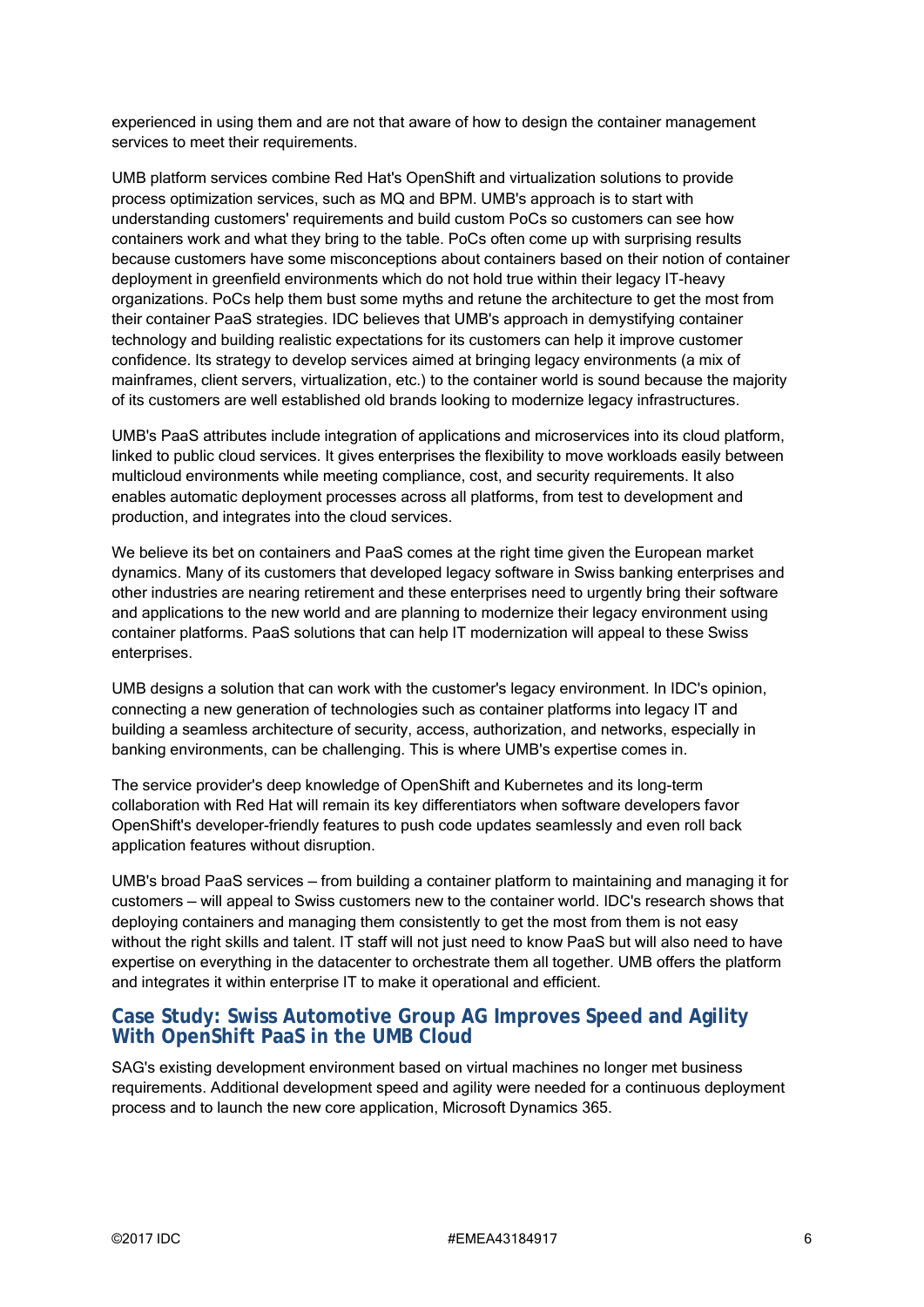experienced in using them and are not that aware of how to design the container management services to meet their requirements.

UMB platform services combine Red Hat's OpenShift and virtualization solutions to provide process optimization services, such as MQ and BPM. UMB's approach is to start with understanding customers' requirements and build custom PoCs so customers can see how containers work and what they bring to the table. PoCs often come up with surprising results because customers have some misconceptions about containers based on their notion of container deployment in greenfield environments which do not hold true within their legacy IT-heavy organizations. PoCs help them bust some myths and retune the architecture to get the most from their container PaaS strategies. IDC believes that UMB's approach in demystifying container technology and building realistic expectations for its customers can help it improve customer confidence. Its strategy to develop services aimed at bringing legacy environments (a mix of mainframes, client servers, virtualization, etc.) to the container world is sound because the majority of its customers are well established old brands looking to modernize legacy infrastructures.

UMB's PaaS attributes include integration of applications and microservices into its cloud platform, linked to public cloud services. It gives enterprises the flexibility to move workloads easily between multicloud environments while meeting compliance, cost, and security requirements. It also enables automatic deployment processes across all platforms, from test to development and production, and integrates into the cloud services.

We believe its bet on containers and PaaS comes at the right time given the European market dynamics. Many of its customers that developed legacy software in Swiss banking enterprises and other industries are nearing retirement and these enterprises need to urgently bring their software and applications to the new world and are planning to modernize their legacy environment using container platforms. PaaS solutions that can help IT modernization will appeal to these Swiss enterprises.

UMB designs a solution that can work with the customer's legacy environment. In IDC's opinion, connecting a new generation of technologies such as container platforms into legacy IT and building a seamless architecture of security, access, authorization, and networks, especially in banking environments, can be challenging. This is where UMB's expertise comes in.

The service provider's deep knowledge of OpenShift and Kubernetes and its long-term collaboration with Red Hat will remain its key differentiators when software developers favor OpenShift's developer-friendly features to push code updates seamlessly and even roll back application features without disruption.

UMB's broad PaaS services — from building a container platform to maintaining and managing it for customers — will appeal to Swiss customers new to the container world. IDC's research shows that deploying containers and managing them consistently to get the most from them is not easy without the right skills and talent. IT staff will not just need to know PaaS but will also need to have expertise on everything in the datacenter to orchestrate them all together. UMB offers the platform and integrates it within enterprise IT to make it operational and efficient.

## Case Study: Swiss Automotive Group AG Improves Speed and Agility With OpenShift PaaS in the UMB Cloud

SAG's existing development environment based on virtual machines no longer met business requirements. Additional development speed and agility were needed for a continuous deployment process and to launch the new core application, Microsoft Dynamics 365.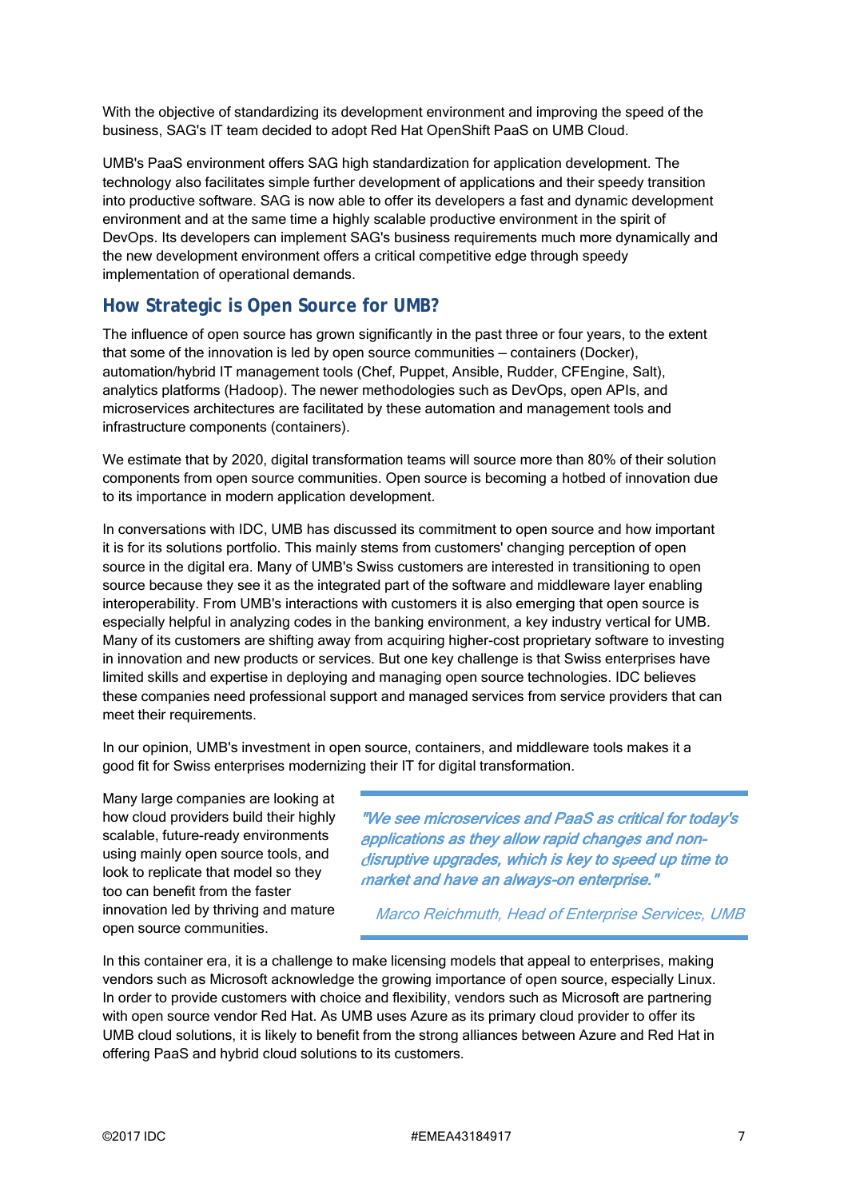With the objective of standardizing its development environment and improving the speed of the business, SAG's IT team decided to adopt Red Hat OpenShift PaaS on UMB Cloud.

UMB's PaaS environment offers SAG high standardization for application development. The technology also facilitates simple further development of applications and their speedy transition into productive software. SAG is now able to offer its developers a fast and dynamic development environment and at the same time a highly scalable productive environment in the spirit of DevOps. Its developers can implement SAG's business requirements much more dynamically and the new development environment offers a critical competitive edge through speedy implementation of operational demands.

## How Strategic is Open Source for UMB?

The influence of open source has grown significantly in the past three or four years, to the extent that some of the innovation is led by open source communities — containers (Docker), automation/hybrid IT management tools (Chef, Puppet, Ansible, Rudder, CFEngine, Salt), analytics platforms (Hadoop). The newer methodologies such as DevOps, open APIs, and microservices architectures are facilitated by these automation and management tools and infrastructure components (containers).

We estimate that by 2020, digital transformation teams will source more than 80% of their solution components from open source communities. Open source is becoming a hotbed of innovation due to its importance in modern application development.

In conversations with IDC, UMB has discussed its commitment to open source and how important it is for its solutions portfolio. This mainly stems from customers' changing perception of open source in the digital era. Many of UMB's Swiss customers are interested in transitioning to open source because they see it as the integrated part of the software and middleware layer enabling interoperability. From UMB's interactions with customers it is also emerging that open source is especially helpful in analyzing codes in the banking environment, a key industry vertical for UMB. Many of its customers are shifting away from acquiring higher-cost proprietary software to investing in innovation and new products or services. But one key challenge is that Swiss enterprises have limited skills and expertise in deploying and managing open source technologies. IDC believes these companies need professional support and managed services from service providers that can meet their requirements.

In our opinion, UMB's investment in open source, containers, and middleware tools makes it a good fit for Swiss enterprises modernizing their IT for digital transformation.

Many large companies are looking at how cloud providers build their highly scalable, future-ready environments using mainly open source tools, and look to replicate that model so they too can benefit from the faster innovation led by thriving and mature open source communities.

> *"We see microservices and PaaS as critical for today's applications as they allow rapid changes and non-disruptive upgrades, which is key to speed up time to market and have an always-on enterprise."*
>
> *Marco Reichmuth, Head of Enterprise Services, UMB*

In this container era, it is a challenge to make licensing models that appeal to enterprises, making vendors such as Microsoft acknowledge the growing importance of open source, especially Linux. In order to provide customers with choice and flexibility, vendors such as Microsoft are partnering with open source vendor Red Hat. As UMB uses Azure as its primary cloud provider to offer its UMB cloud solutions, it is likely to benefit from the strong alliances between Azure and Red Hat in offering PaaS and hybrid cloud solutions to its customers.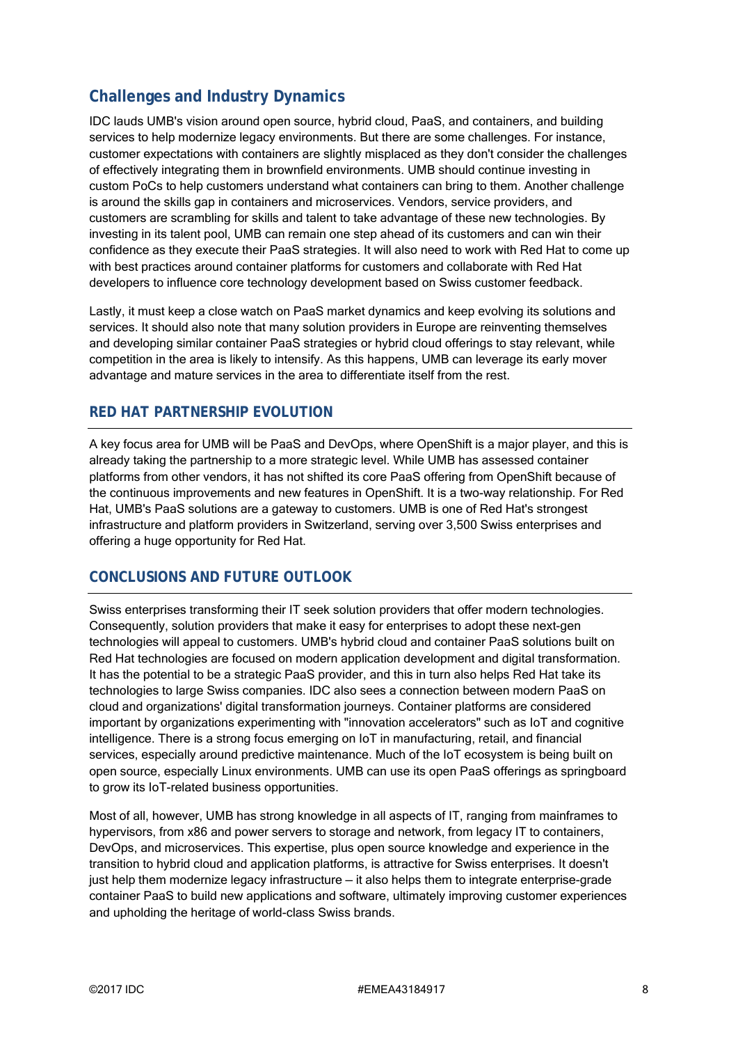## Challenges and Industry Dynamics

IDC lauds UMB's vision around open source, hybrid cloud, PaaS, and containers, and building services to help modernize legacy environments. But there are some challenges. For instance, customer expectations with containers are slightly misplaced as they don't consider the challenges of effectively integrating them in brownfield environments. UMB should continue investing in custom PoCs to help customers understand what containers can bring to them. Another challenge is around the skills gap in containers and microservices. Vendors, service providers, and customers are scrambling for skills and talent to take advantage of these new technologies. By investing in its talent pool, UMB can remain one step ahead of its customers and can win their confidence as they execute their PaaS strategies. It will also need to work with Red Hat to come up with best practices around container platforms for customers and collaborate with Red Hat developers to influence core technology development based on Swiss customer feedback.

Lastly, it must keep a close watch on PaaS market dynamics and keep evolving its solutions and services. It should also note that many solution providers in Europe are reinventing themselves and developing similar container PaaS strategies or hybrid cloud offerings to stay relevant, while competition in the area is likely to intensify. As this happens, UMB can leverage its early mover advantage and mature services in the area to differentiate itself from the rest.

## RED HAT PARTNERSHIP EVOLUTION

A key focus area for UMB will be PaaS and DevOps, where OpenShift is a major player, and this is already taking the partnership to a more strategic level. While UMB has assessed container platforms from other vendors, it has not shifted its core PaaS offering from OpenShift because of the continuous improvements and new features in OpenShift. It is a two-way relationship. For Red Hat, UMB's PaaS solutions are a gateway to customers. UMB is one of Red Hat's strongest infrastructure and platform providers in Switzerland, serving over 3,500 Swiss enterprises and offering a huge opportunity for Red Hat.

## CONCLUSIONS AND FUTURE OUTLOOK

Swiss enterprises transforming their IT seek solution providers that offer modern technologies. Consequently, solution providers that make it easy for enterprises to adopt these next-gen technologies will appeal to customers. UMB's hybrid cloud and container PaaS solutions built on Red Hat technologies are focused on modern application development and digital transformation. It has the potential to be a strategic PaaS provider, and this in turn also helps Red Hat take its technologies to large Swiss companies. IDC also sees a connection between modern PaaS on cloud and organizations' digital transformation journeys. Container platforms are considered important by organizations experimenting with "innovation accelerators" such as IoT and cognitive intelligence. There is a strong focus emerging on IoT in manufacturing, retail, and financial services, especially around predictive maintenance. Much of the IoT ecosystem is being built on open source, especially Linux environments. UMB can use its open PaaS offerings as springboard to grow its IoT-related business opportunities.

Most of all, however, UMB has strong knowledge in all aspects of IT, ranging from mainframes to hypervisors, from x86 and power servers to storage and network, from legacy IT to containers, DevOps, and microservices. This expertise, plus open source knowledge and experience in the transition to hybrid cloud and application platforms, is attractive for Swiss enterprises. It doesn't just help them modernize legacy infrastructure — it also helps them to integrate enterprise-grade container PaaS to build new applications and software, ultimately improving customer experiences and upholding the heritage of world-class Swiss brands.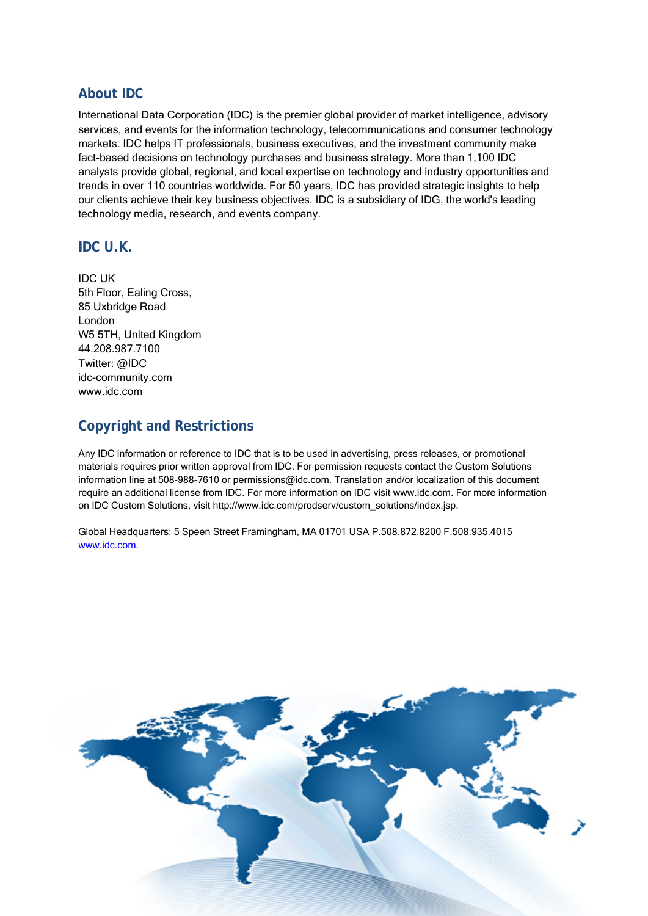## About IDC

International Data Corporation (IDC) is the premier global provider of market intelligence, advisory services, and events for the information technology, telecommunications and consumer technology markets. IDC helps IT professionals, business executives, and the investment community make fact-based decisions on technology purchases and business strategy. More than 1,100 IDC analysts provide global, regional, and local expertise on technology and industry opportunities and trends in over 110 countries worldwide. For 50 years, IDC has provided strategic insights to help our clients achieve their key business objectives. IDC is a subsidiary of IDG, the world's leading technology media, research, and events company.

## IDC U.K.

IDC UK
5th Floor, Ealing Cross,
85 Uxbridge Road
London
W5 5TH, United Kingdom
44.208.987.7100
Twitter: @IDC
idc-community.com
www.idc.com

## Copyright and Restrictions

Any IDC information or reference to IDC that is to be used in advertising, press releases, or promotional materials requires prior written approval from IDC. For permission requests contact the Custom Solutions information line at 508-988-7610 or permissions@idc.com. Translation and/or localization of this document require an additional license from IDC. For more information on IDC visit www.idc.com. For more information on IDC Custom Solutions, visit http://www.idc.com/prodserv/custom_solutions/index.jsp.

Global Headquarters: 5 Speen Street Framingham, MA 01701 USA P.508.872.8200 F.508.935.4015 www.idc.com.